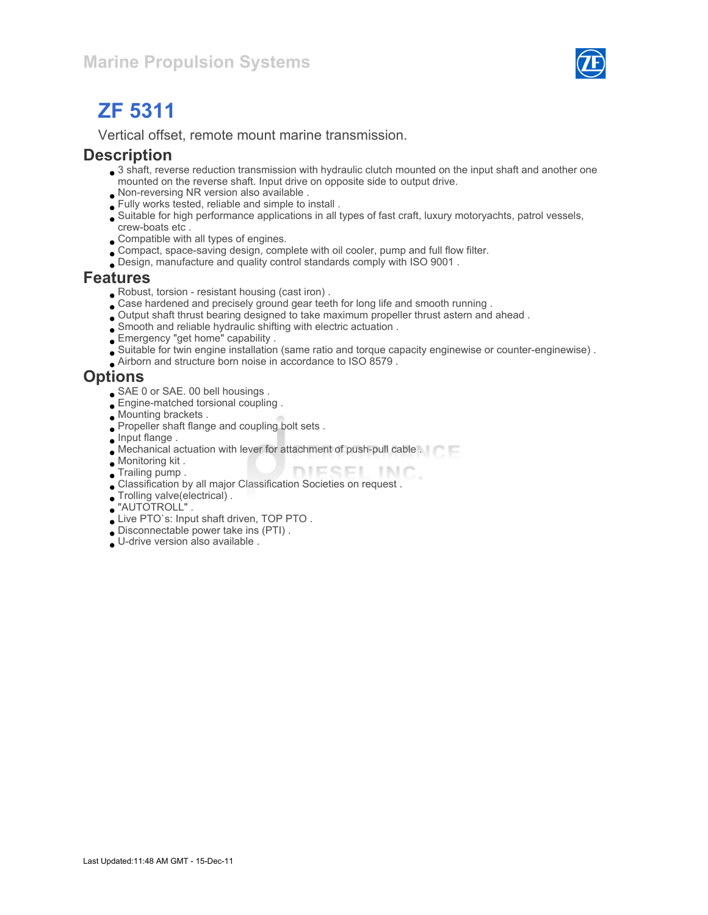Marine Propulsion Systems

# ZF 5311

Vertical offset, remote mount marine transmission.

## Description

- 3 shaft, reverse reduction transmission with hydraulic clutch mounted on the input shaft and another one mounted on the reverse shaft. Input drive on opposite side to output drive.
- Non-reversing NR version also available .
- Fully works tested, reliable and simple to install .
- Suitable for high performance applications in all types of fast craft, luxury motoryachts, patrol vessels, crew-boats etc .
- Compatible with all types of engines.
- Compact, space-saving design, complete with oil cooler, pump and full flow filter.
- Design, manufacture and quality control standards comply with ISO 9001 .

## Features

- Robust, torsion - resistant housing (cast iron) .
- Case hardened and precisely ground gear teeth for long life and smooth running .
- Output shaft thrust bearing designed to take maximum propeller thrust astern and ahead .
- Smooth and reliable hydraulic shifting with electric actuation .
- Emergency "get home" capability .
- Suitable for twin engine installation (same ratio and torque capacity enginewise or counter-enginewise) .
- Airborn and structure born noise in accordance to ISO 8579 .

## Options

- SAE 0 or SAE. 00 bell housings .
- Engine-matched torsional coupling .
- Mounting brackets .
- Propeller shaft flange and coupling bolt sets .
- Input flange .
- Mechanical actuation with lever for attachment of push-pull cable .
- Monitoring kit .
- Trailing pump .
- Classification by all major Classification Societies on request .
- Trolling valve(electrical) .
- "AUTOTROLL" .
- Live PTO`s: Input shaft driven, TOP PTO .
- Disconnectable power take ins (PTI) .
- U-drive version also available .

Last Updated:11:48 AM GMT - 15-Dec-11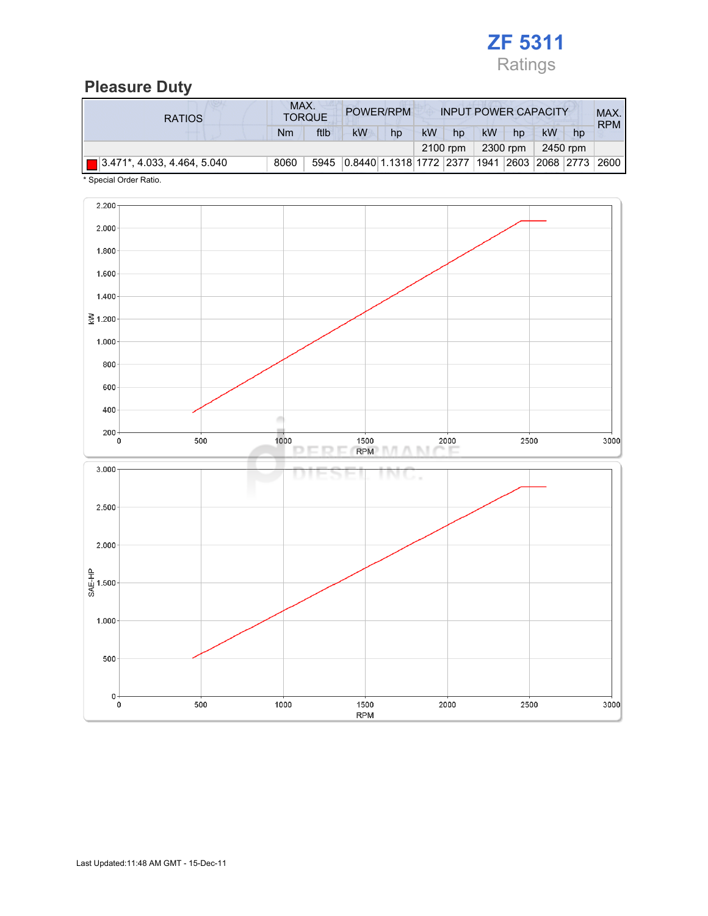# ZF 5311

Ratings

## Pleasure Duty

| RATIOS | MAX. TORQUE | | POWER/RPM | | INPUT POWER CAPACITY | | | | | | MAX. RPM |
|---|---|---|---|---|---|---|---|---|---|---|---|
| | Nm | ftlb | kW | hp | kW | hp | kW | hp | kW | hp | |
| | | | | | 2100 rpm | | 2300 rpm | | 2450 rpm | | |
| 3.471*, 4.033, 4.464, 5.040 | 8060 | 5945 | 0.8440 | 1.1318 | 1772 | 2377 | 1941 | 2603 | 2068 | 2773 | 2600 |

* Special Order Ratio.

Last Updated:11:48 AM GMT - 15-Dec-11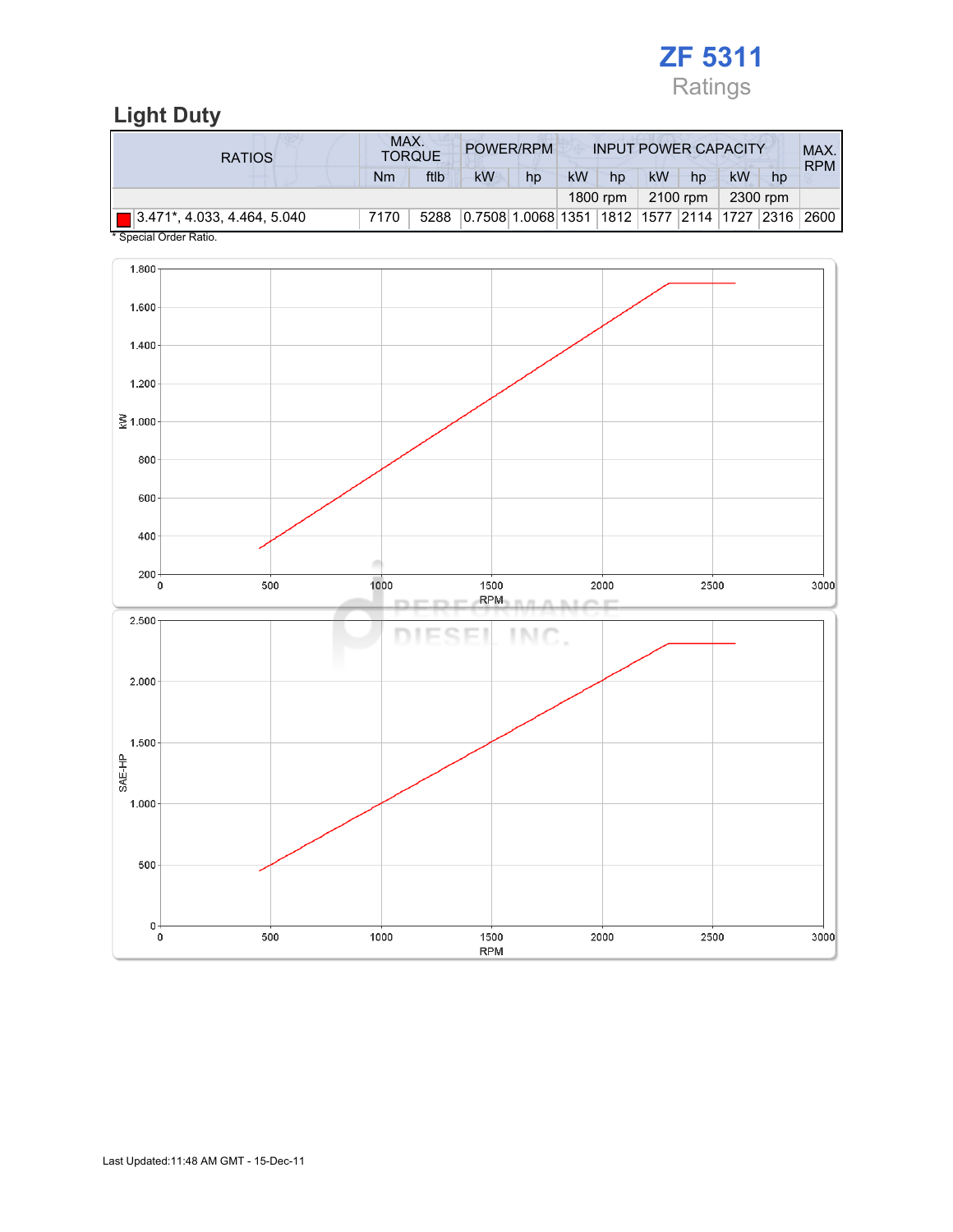# ZF 5311

Ratings

## Light Duty

| RATIOS | MAX. TORQUE | | POWER/RPM | | INPUT POWER CAPACITY | | | | | | MAX. RPM |
|---|---|---|---|---|---|---|---|---|---|---|---|
| | Nm | ftlb | kW | hp | kW | hp | kW | hp | kW | hp | |
| | | | | | 1800 rpm | | 2100 rpm | | 2300 rpm | | |
| 3.471*, 4.033, 4.464, 5.040 | 7170 | 5288 | 0.7508 | 1.0068 | 1351 | 1812 | 1577 | 2114 | 1727 | 2316 | 2600 |

\* Special Order Ratio.

Last Updated:11:48 AM GMT - 15-Dec-11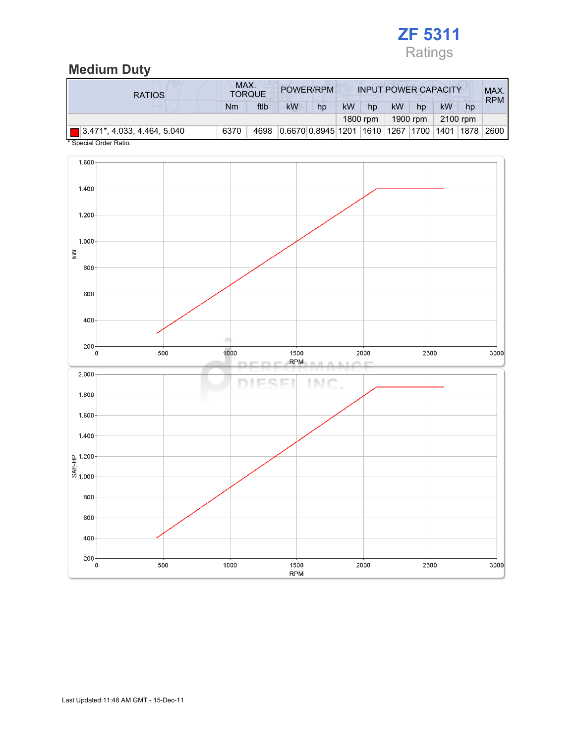# ZF 5311

Ratings

## Medium Duty

| RATIOS | MAX. TORQUE | | POWER/RPM | | INPUT POWER CAPACITY | | | | | | MAX. RPM |
|---|---|---|---|---|---|---|---|---|---|---|---|
| | Nm | ftlb | kW | hp | kW | hp | kW | hp | kW | hp | |
| | | | | | 1800 rpm | | 1900 rpm | | 2100 rpm | | |
| 3.471*, 4.033, 4.464, 5.040 | 6370 | 4698 | 0.6670 | 0.8945 | 1201 | 1610 | 1267 | 1700 | 1401 | 1878 | 2600 |

* Special Order Ratio.

Last Updated:11:48 AM GMT - 15-Dec-11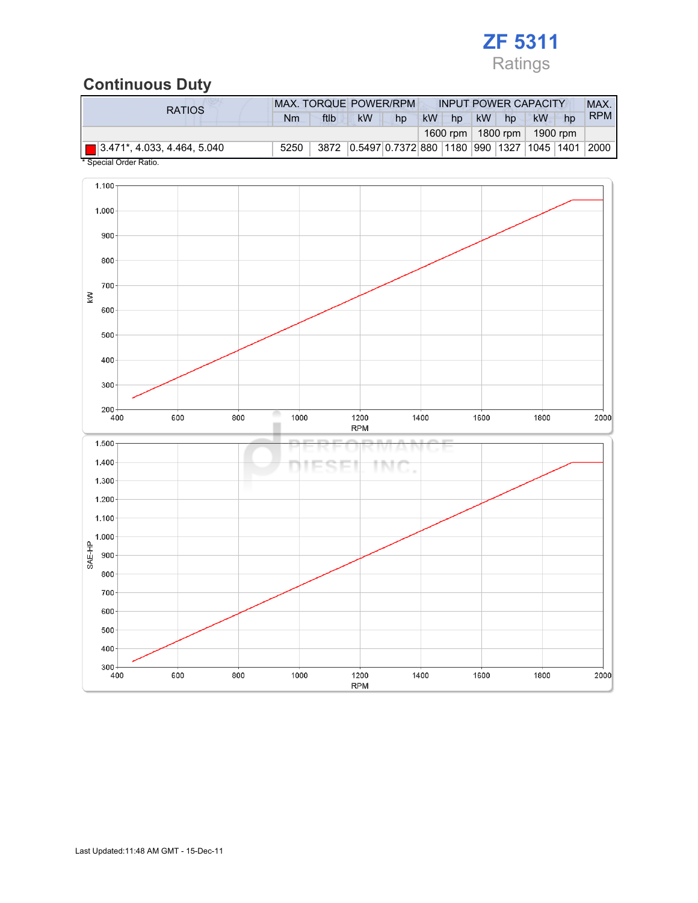# ZF 5311
Ratings

## Continuous Duty

| RATIOS | MAX. TORQUE | | POWER/RPM | | INPUT POWER CAPACITY | | | | | | MAX. RPM |
|---|---|---|---|---|---|---|---|---|---|---|---|
| | Nm | ftlb | kW | hp | kW | hp | kW | hp | kW | hp | |
| | | | | | 1600 rpm | | 1800 rpm | | 1900 rpm | | |
| 3.471*, 4.033, 4.464, 5.040 | 5250 | 3872 | 0.5497 | 0.7372 | 880 | 1180 | 990 | 1327 | 1045 | 1401 | 2000 |

\* Special Order Ratio.

Last Updated:11:48 AM GMT - 15-Dec-11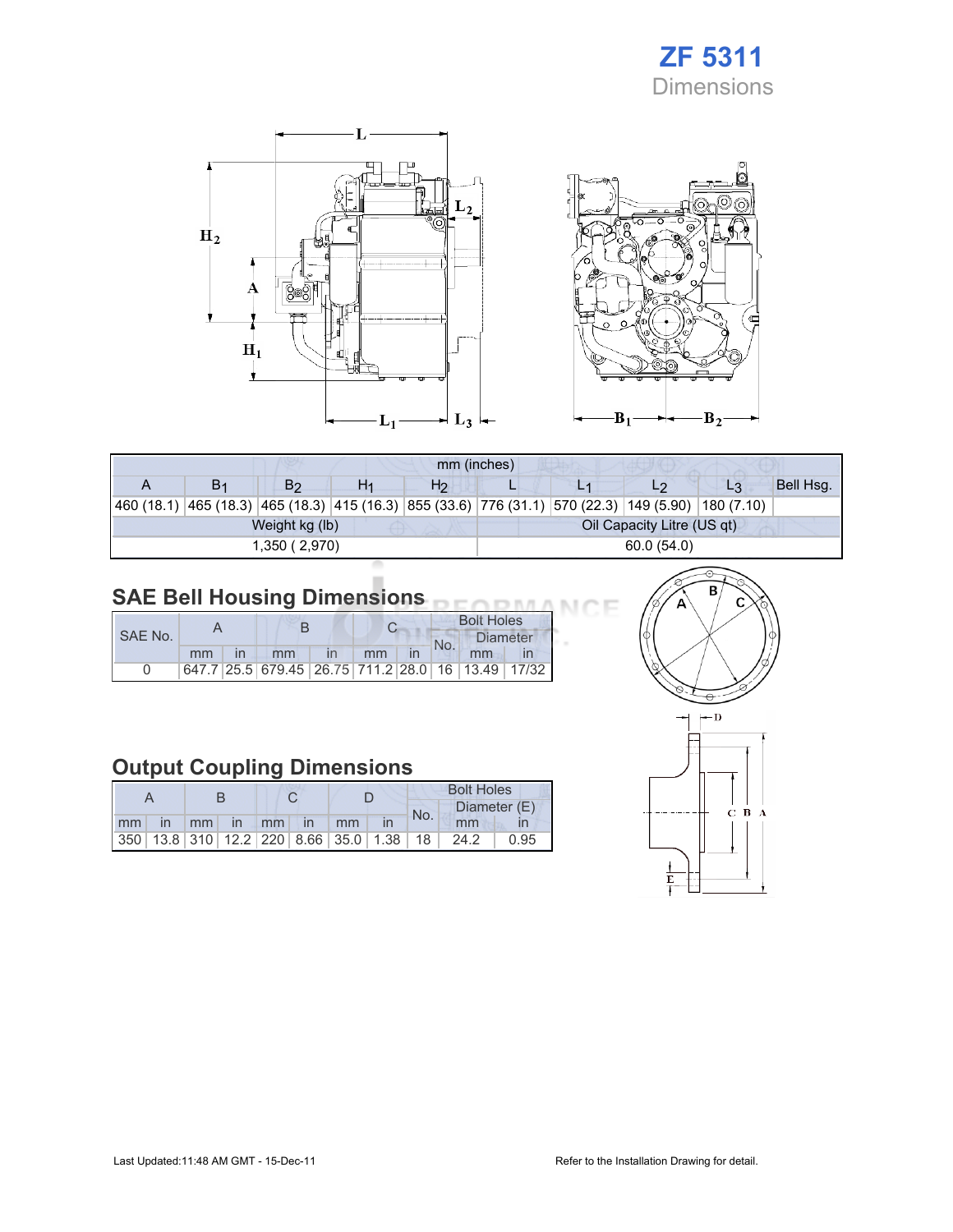# ZF 5311
Dimensions

| mm (inches) | | | | | | | | | |
|---|---|---|---|---|---|---|---|---|---|
| A | $B_1$ | $B_2$ | $H_1$ | $H_2$ | L | $L_1$ | $L_2$ | $L_3$ | Bell Hsg. |
| 460 (18.1) | 465 (18.3) | 465 (18.3) | 415 (16.3) | 855 (33.6) | 776 (31.1) | 570 (22.3) | 149 (5.90) | 180 (7.10) | |
| Weight kg (lb) | | | | | Oil Capacity Litre (US qt) | | | | |
| 1,350 ( 2,970) | | | | | 60.0 (54.0) | | | | |

## SAE Bell Housing Dimensions

| SAE No. | A | | B | | C | | Bolt Holes | | |
|---|---|---|---|---|---|---|---|---|---|
| | | | | | | | No. | Diameter | |
| | mm | in | mm | in | mm | in | | mm | in |
| 0 | 647.7 | 25.5 | 679.45 | 26.75 | 711.2 | 28.0 | 16 | 13.49 | 17/32 |

## Output Coupling Dimensions

| A | | B | | C | | D | | Bolt Holes | | |
|---|---|---|---|---|---|---|---|---|---|---|
| | | | | | | | | No. | Diameter (E) | |
| mm | in | mm | in | mm | in | mm | in | | mm | in |
| 350 | 13.8 | 310 | 12.2 | 220 | 8.66 | 35.0 | 1.38 | 18 | 24.2 | 0.95 |

Last Updated:11:48 AM GMT - 15-Dec-11

Refer to the Installation Drawing for detail.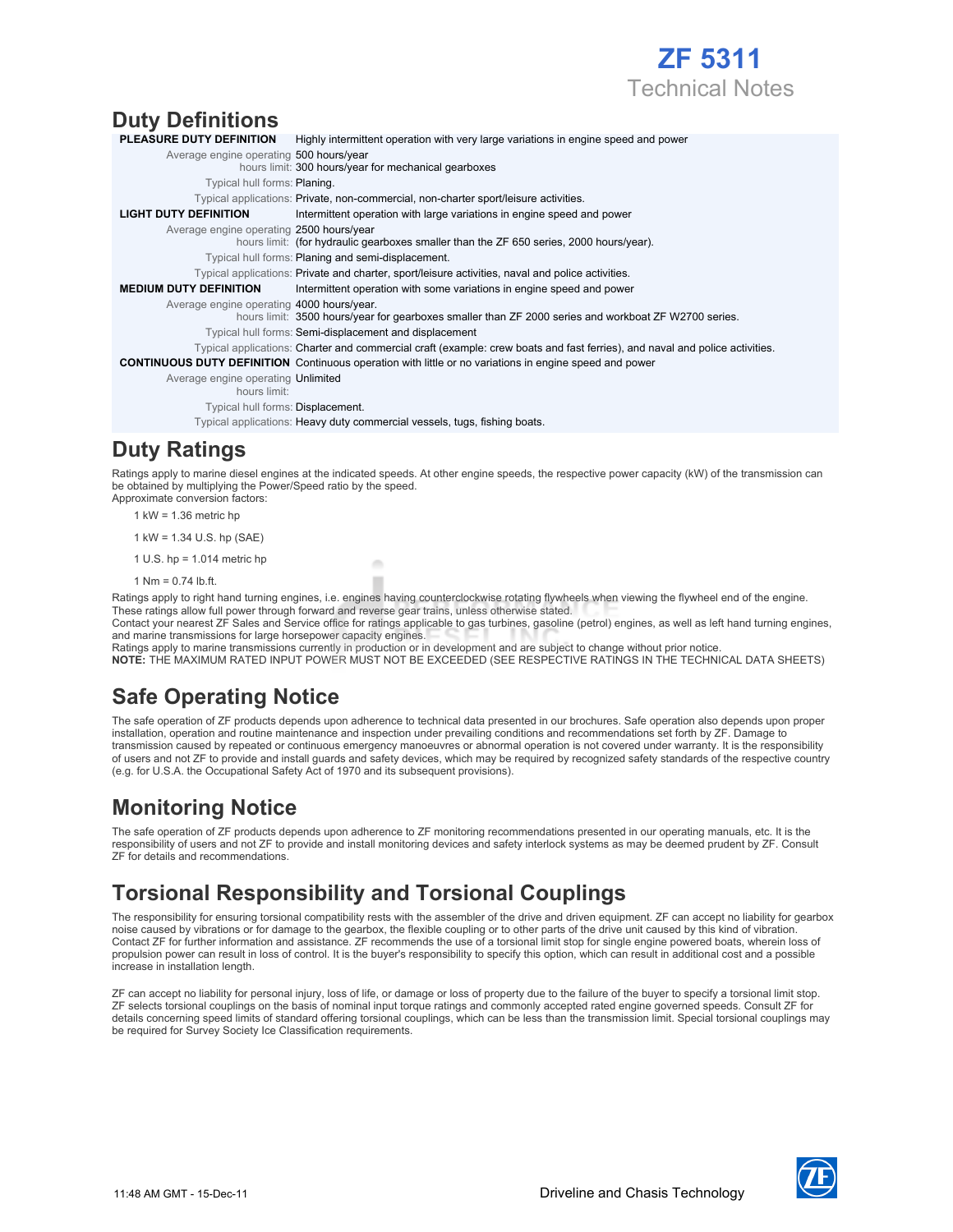# ZF 5311

## Technical Notes

## Duty Definitions

| | |
|---|---|
| **PLEASURE DUTY DEFINITION** | Highly intermittent operation with very large variations in engine speed and power |
| Average engine operating hours limit: | 500 hours/year<br>300 hours/year for mechanical gearboxes |
| Typical hull forms: | Planing. |
| Typical applications: | Private, non-commercial, non-charter sport/leisure activities. |
| **LIGHT DUTY DEFINITION** | Intermittent operation with large variations in engine speed and power |
| Average engine operating hours limit: | 2500 hours/year<br>(for hydraulic gearboxes smaller than the ZF 650 series, 2000 hours/year). |
| Typical hull forms: | Planing and semi-displacement. |
| Typical applications: | Private and charter, sport/leisure activities, naval and police activities. |
| **MEDIUM DUTY DEFINITION** | Intermittent operation with some variations in engine speed and power |
| Average engine operating hours limit: | 4000 hours/year.<br>3500 hours/year for gearboxes smaller than ZF 2000 series and workboat ZF W2700 series. |
| Typical hull forms: | Semi-displacement and displacement |
| Typical applications: | Charter and commercial craft (example: crew boats and fast ferries), and naval and police activities. |
| **CONTINUOUS DUTY DEFINITION** | Continuous operation with little or no variations in engine speed and power |
| Average engine operating hours limit: | Unlimited |
| Typical hull forms: | Displacement. |
| Typical applications: | Heavy duty commercial vessels, tugs, fishing boats. |

## Duty Ratings

Ratings apply to marine diesel engines at the indicated speeds. At other engine speeds, the respective power capacity (kW) of the transmission can be obtained by multiplying the Power/Speed ratio by the speed.
Approximate conversion factors:

1 kW = 1.36 metric hp

1 kW = 1.34 U.S. hp (SAE)

1 U.S. hp = 1.014 metric hp

1 Nm = 0.74 lb.ft.

Ratings apply to right hand turning engines, i.e. engines having counterclockwise rotating flywheels when viewing the flywheel end of the engine. These ratings allow full power through forward and reverse gear trains, unless otherwise stated.
Contact your nearest ZF Sales and Service office for ratings applicable to gas turbines, gasoline (petrol) engines, as well as left hand turning engines, and marine transmissions for large horsepower capacity engines.
Ratings apply to marine transmissions currently in production or in development and are subject to change without prior notice.
**NOTE:** THE MAXIMUM RATED INPUT POWER MUST NOT BE EXCEEDED (SEE RESPECTIVE RATINGS IN THE TECHNICAL DATA SHEETS)

## Safe Operating Notice

The safe operation of ZF products depends upon adherence to technical data presented in our brochures. Safe operation also depends upon proper installation, operation and routine maintenance and inspection under prevailing conditions and recommendations set forth by ZF. Damage to transmission caused by repeated or continuous emergency manoeuvres or abnormal operation is not covered under warranty. It is the responsibility of users and not ZF to provide and install guards and safety devices, which may be required by recognized safety standards of the respective country (e.g. for U.S.A. the Occupational Safety Act of 1970 and its subsequent provisions).

## Monitoring Notice

The safe operation of ZF products depends upon adherence to ZF monitoring recommendations presented in our operating manuals, etc. It is the responsibility of users and not ZF to provide and install monitoring devices and safety interlock systems as may be deemed prudent by ZF. Consult ZF for details and recommendations.

## Torsional Responsibility and Torsional Couplings

The responsibility for ensuring torsional compatibility rests with the assembler of the drive and driven equipment. ZF can accept no liability for gearbox noise caused by vibrations or for damage to the gearbox, the flexible coupling or to other parts of the drive unit caused by this kind of vibration. Contact ZF for further information and assistance. ZF recommends the use of a torsional limit stop for single engine powered boats, wherein loss of propulsion power can result in loss of control. It is the buyer's responsibility to specify this option, which can result in additional cost and a possible increase in installation length.

ZF can accept no liability for personal injury, loss of life, or damage or loss of property due to the failure of the buyer to specify a torsional limit stop. ZF selects torsional couplings on the basis of nominal input torque ratings and commonly accepted rated engine governed speeds. Consult ZF for details concerning speed limits of standard offering torsional couplings, which can be less than the transmission limit. Special torsional couplings may be required for Survey Society Ice Classification requirements.

11:48 AM GMT - 15-Dec-11

Driveline and Chasis Technology